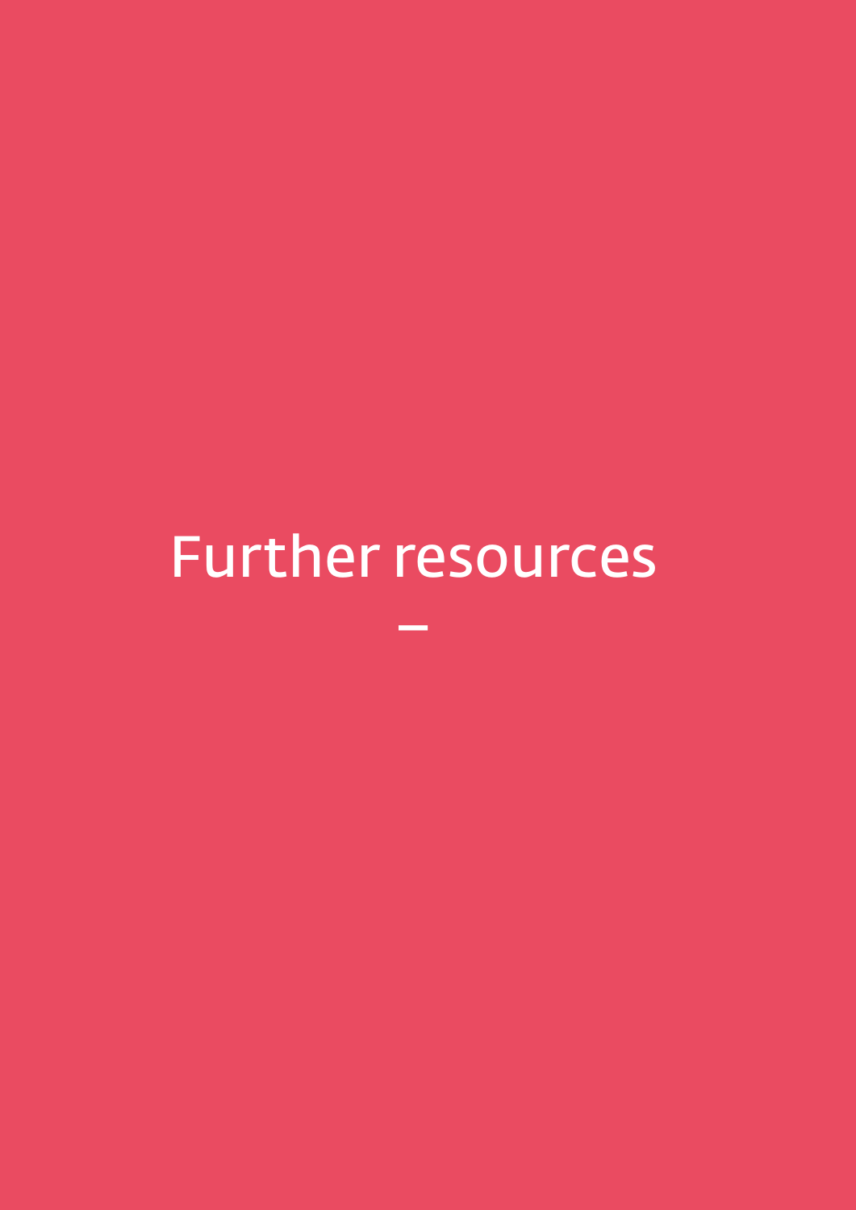# Further resources

–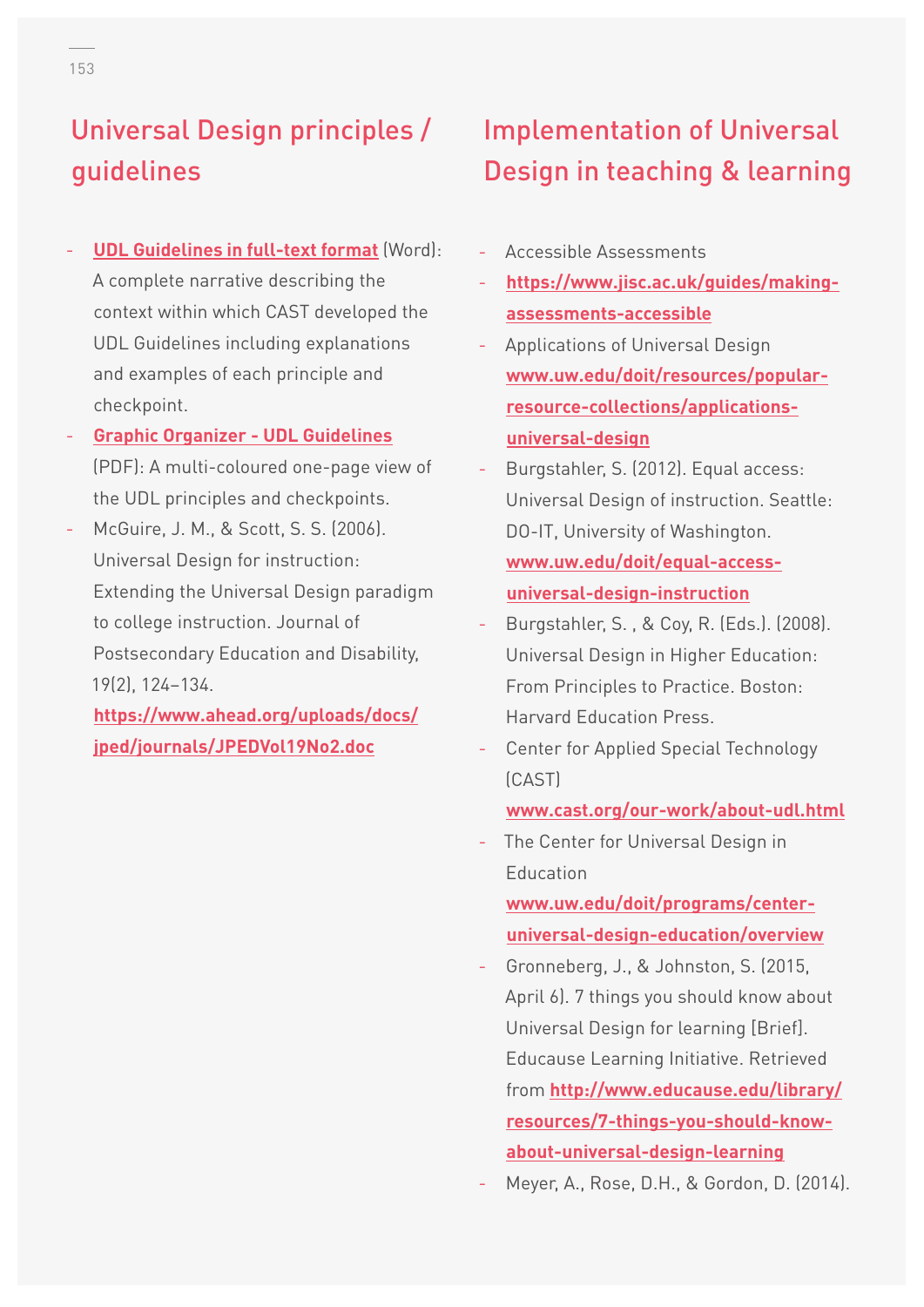## Universal Design principles / guidelines

- **UDL Guidelines in full-text format** (Word): A complete narrative describing the context within which CAST developed the UDL Guidelines including explanations and examples of each principle and checkpoint.
- **Graphic Organizer - UDL Guidelines** (PDF): A multi-coloured one-page view of the UDL principles and checkpoints.
- McGuire, J. M., & Scott, S. S. (2006). Universal Design for instruction: Extending the Universal Design paradigm to college instruction. Journal of Postsecondary Education and Disability, 19(2), 124–134. **https://www.ahead.org/uploads/docs/jped/journals/JPEDVol19No2.doc**

## Implementation of Universal Design in teaching & learning

- Accessible Assessments
- **https://www.jisc.ac.uk/guides/making-assessments-accessible**
- Applications of Universal Design **www.uw.edu/doit/resources/popular-resource-collections/applications-universal-design**
- Burgstahler, S. (2012). Equal access: Universal Design of instruction. Seattle: DO-IT, University of Washington. **www.uw.edu/doit/equal-access-universal-design-instruction**
- Burgstahler, S. , & Coy, R. (Eds.). (2008). Universal Design in Higher Education: From Principles to Practice. Boston: Harvard Education Press.
- Center for Applied Special Technology (CAST) **www.cast.org/our-work/about-udl.html**
- The Center for Universal Design in Education **www.uw.edu/doit/programs/center-universal-design-education/overview**
- Gronneberg, J., & Johnston, S. (2015, April 6). 7 things you should know about Universal Design for learning [Brief]. Educause Learning Initiative. Retrieved from **http://www.educause.edu/library/resources/7-things-you-should-know-about-universal-design-learning**
- Meyer, A., Rose, D.H., & Gordon, D. (2014).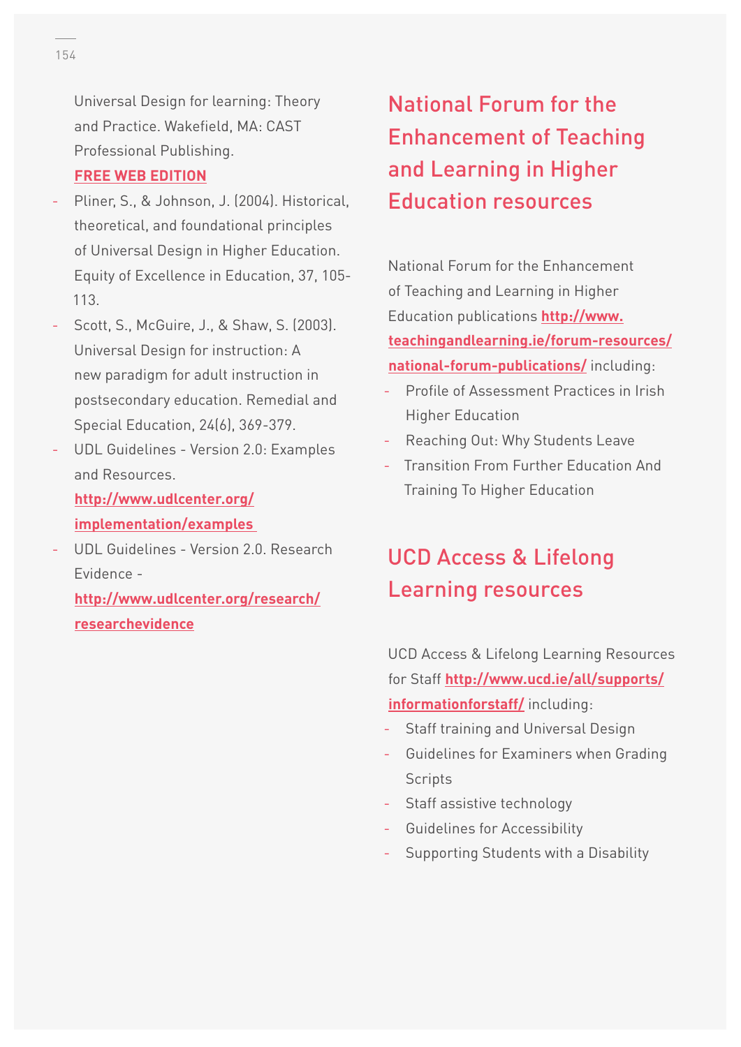Universal Design for learning: Theory and Practice. Wakefield, MA: CAST Professional Publishing.
**FREE WEB EDITION**

- Pliner, S., & Johnson, J. (2004). Historical, theoretical, and foundational principles of Universal Design in Higher Education. Equity of Excellence in Education, 37, 105-113.
- Scott, S., McGuire, J., & Shaw, S. (2003). Universal Design for instruction: A new paradigm for adult instruction in postsecondary education. Remedial and Special Education, 24(6), 369-379.
- UDL Guidelines - Version 2.0: Examples and Resources. **http://www.udlcenter.org/implementation/examples**
- UDL Guidelines - Version 2.0. Research Evidence - **http://www.udlcenter.org/research/researchevidence**

## National Forum for the Enhancement of Teaching and Learning in Higher Education resources

National Forum for the Enhancement of Teaching and Learning in Higher Education publications **http://www.teachingandlearning.ie/forum-resources/national-forum-publications/** including:

- Profile of Assessment Practices in Irish Higher Education
- Reaching Out: Why Students Leave
- Transition From Further Education And Training To Higher Education

## UCD Access & Lifelong Learning resources

UCD Access & Lifelong Learning Resources for Staff **http://www.ucd.ie/all/supports/informationforstaff/** including:

- Staff training and Universal Design
- Guidelines for Examiners when Grading Scripts
- Staff assistive technology
- Guidelines for Accessibility
- Supporting Students with a Disability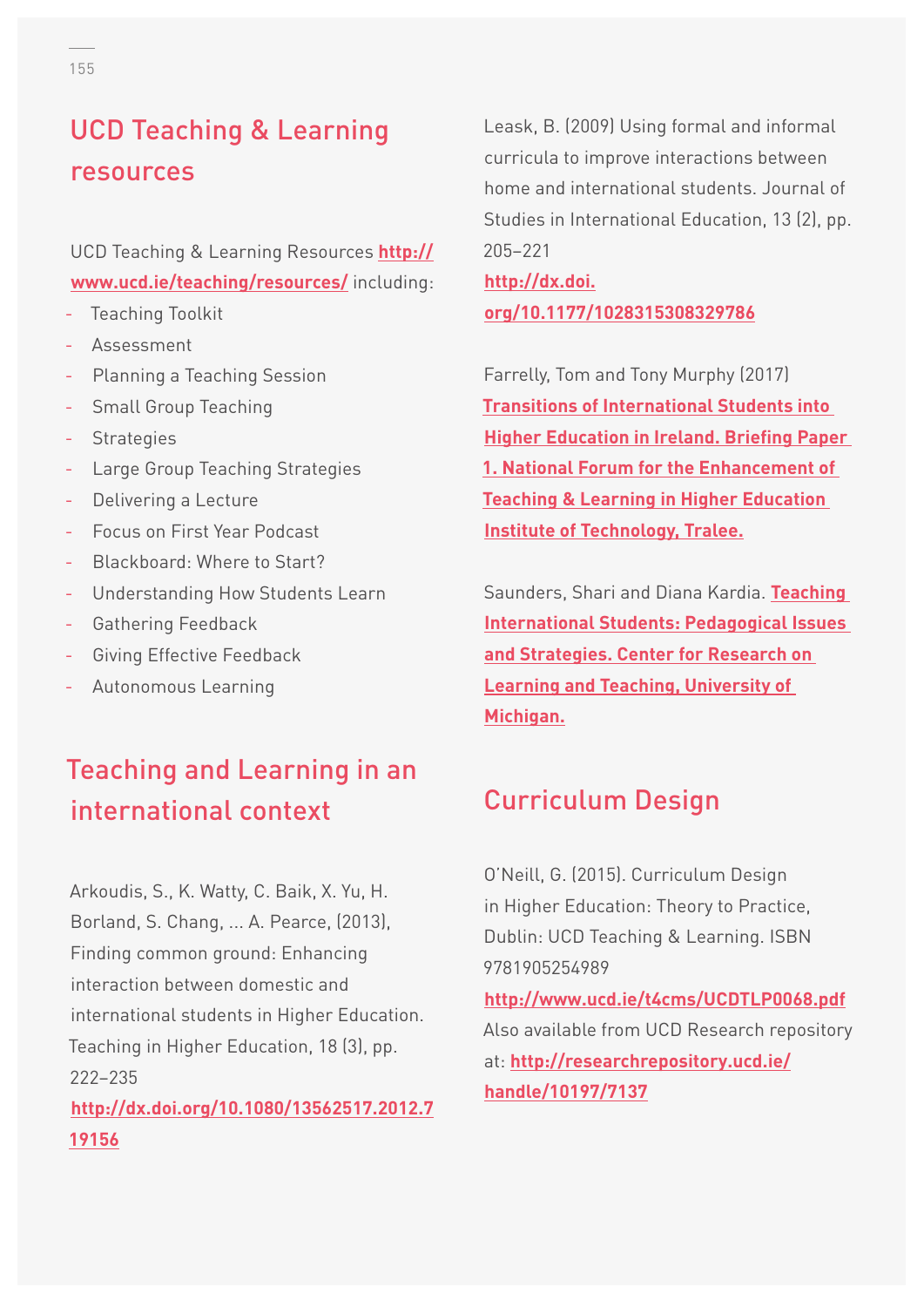## UCD Teaching & Learning resources

UCD Teaching & Learning Resources **http://www.ucd.ie/teaching/resources/** including:

- Teaching Toolkit
- Assessment
- Planning a Teaching Session
- Small Group Teaching
- Strategies
- Large Group Teaching Strategies
- Delivering a Lecture
- Focus on First Year Podcast
- Blackboard: Where to Start?
- Understanding How Students Learn
- Gathering Feedback
- Giving Effective Feedback
- Autonomous Learning

## Teaching and Learning in an international context

Arkoudis, S., K. Watty, C. Baik, X. Yu, H. Borland, S. Chang, ... A. Pearce, (2013), Finding common ground: Enhancing interaction between domestic and international students in Higher Education. Teaching in Higher Education, 18 (3), pp. 222–235 **http://dx.doi.org/10.1080/13562517.2012.719156**

Leask, B. (2009) Using formal and informal curricula to improve interactions between home and international students. Journal of Studies in International Education, 13 (2), pp. 205–221 **http://dx.doi.org/10.1177/1028315308329786**

Farrelly, Tom and Tony Murphy (2017) **Transitions of International Students into Higher Education in Ireland. Briefing Paper 1. National Forum for the Enhancement of Teaching & Learning in Higher Education Institute of Technology, Tralee.**

Saunders, Shari and Diana Kardia. **Teaching International Students: Pedagogical Issues and Strategies. Center for Research on Learning and Teaching, University of Michigan.**

## Curriculum Design

O'Neill, G. (2015). Curriculum Design in Higher Education: Theory to Practice, Dublin: UCD Teaching & Learning. ISBN 9781905254989 **http://www.ucd.ie/t4cms/UCDTLP0068.pdf** Also available from UCD Research repository at: **http://researchrepository.ucd.ie/handle/10197/7137**